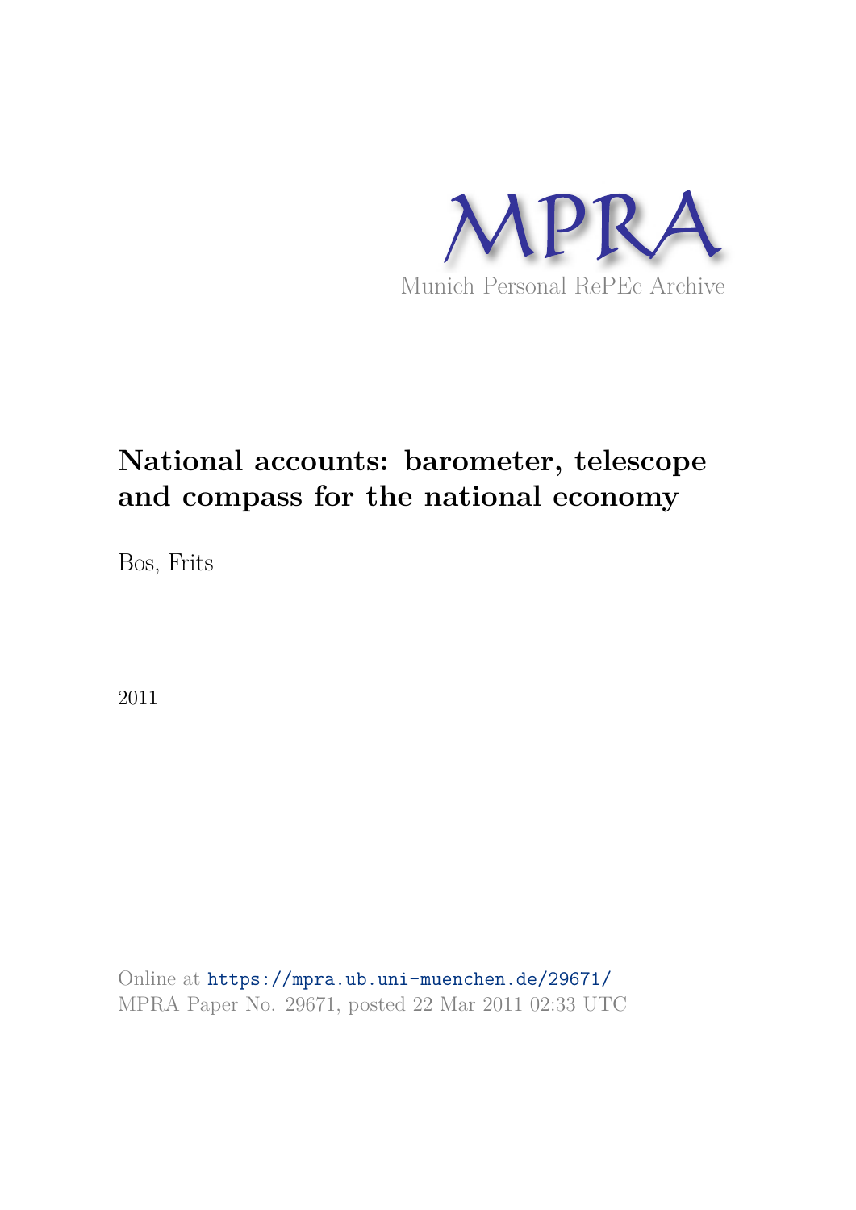MPRA

Munich Personal RePEc Archive

# National accounts: barometer, telescope and compass for the national economy

Bos, Frits

2011

Online at https://mpra.ub.uni-muenchen.de/29671/
MPRA Paper No. 29671, posted 22 Mar 2011 02:33 UTC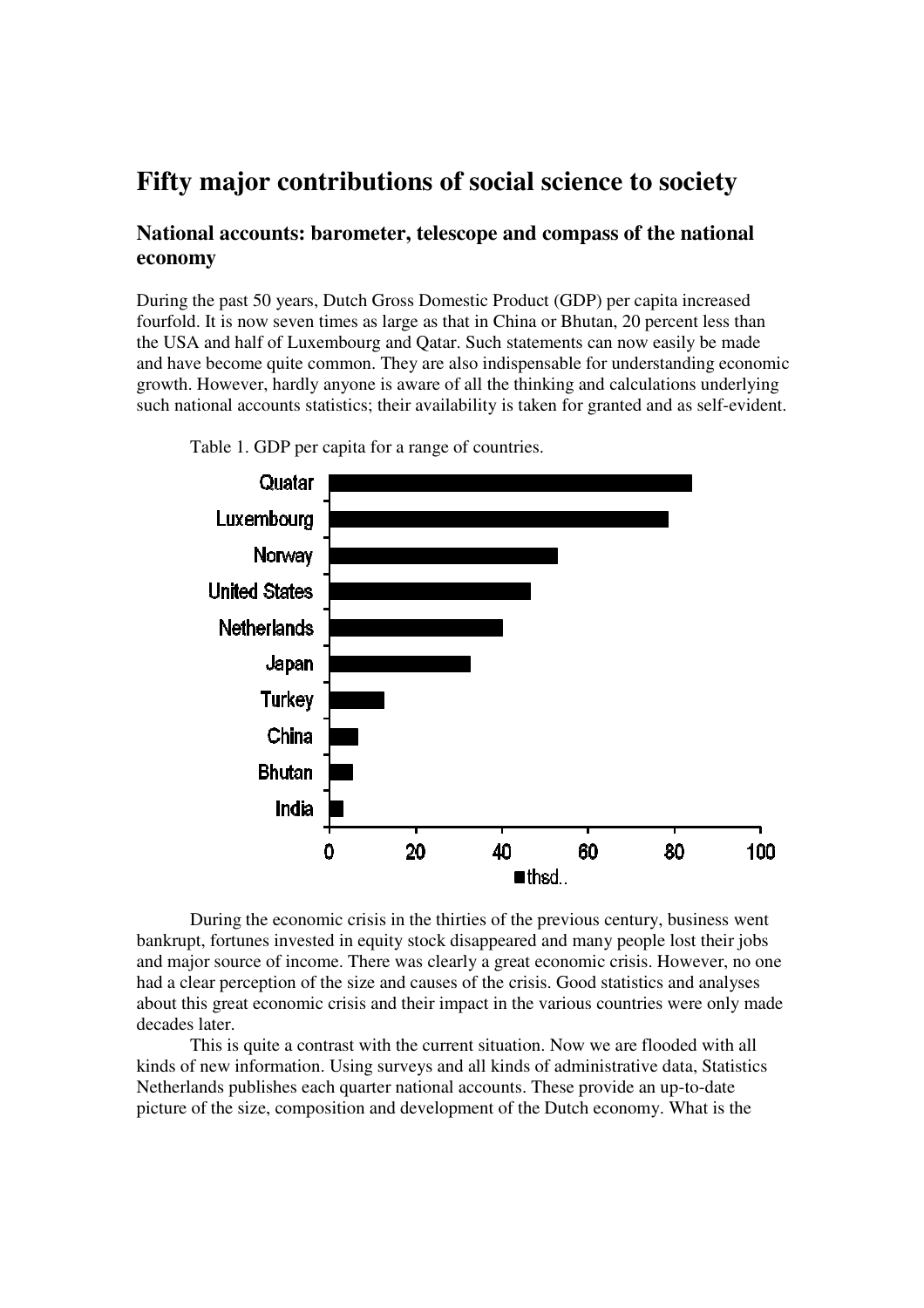# Fifty major contributions of social science to society

## National accounts: barometer, telescope and compass of the national economy

During the past 50 years, Dutch Gross Domestic Product (GDP) per capita increased fourfold. It is now seven times as large as that in China or Bhutan, 20 percent less than the USA and half of Luxembourg and Qatar. Such statements can now easily be made and have become quite common. They are also indispensable for understanding economic growth. However, hardly anyone is aware of all the thinking and calculations underlying such national accounts statistics; their availability is taken for granted and as self-evident.

Table 1. GDP per capita for a range of countries.

During the economic crisis in the thirties of the previous century, business went bankrupt, fortunes invested in equity stock disappeared and many people lost their jobs and major source of income. There was clearly a great economic crisis. However, no one had a clear perception of the size and causes of the crisis. Good statistics and analyses about this great economic crisis and their impact in the various countries were only made decades later.

This is quite a contrast with the current situation. Now we are flooded with all kinds of new information. Using surveys and all kinds of administrative data, Statistics Netherlands publishes each quarter national accounts. These provide an up-to-date picture of the size, composition and development of the Dutch economy. What is the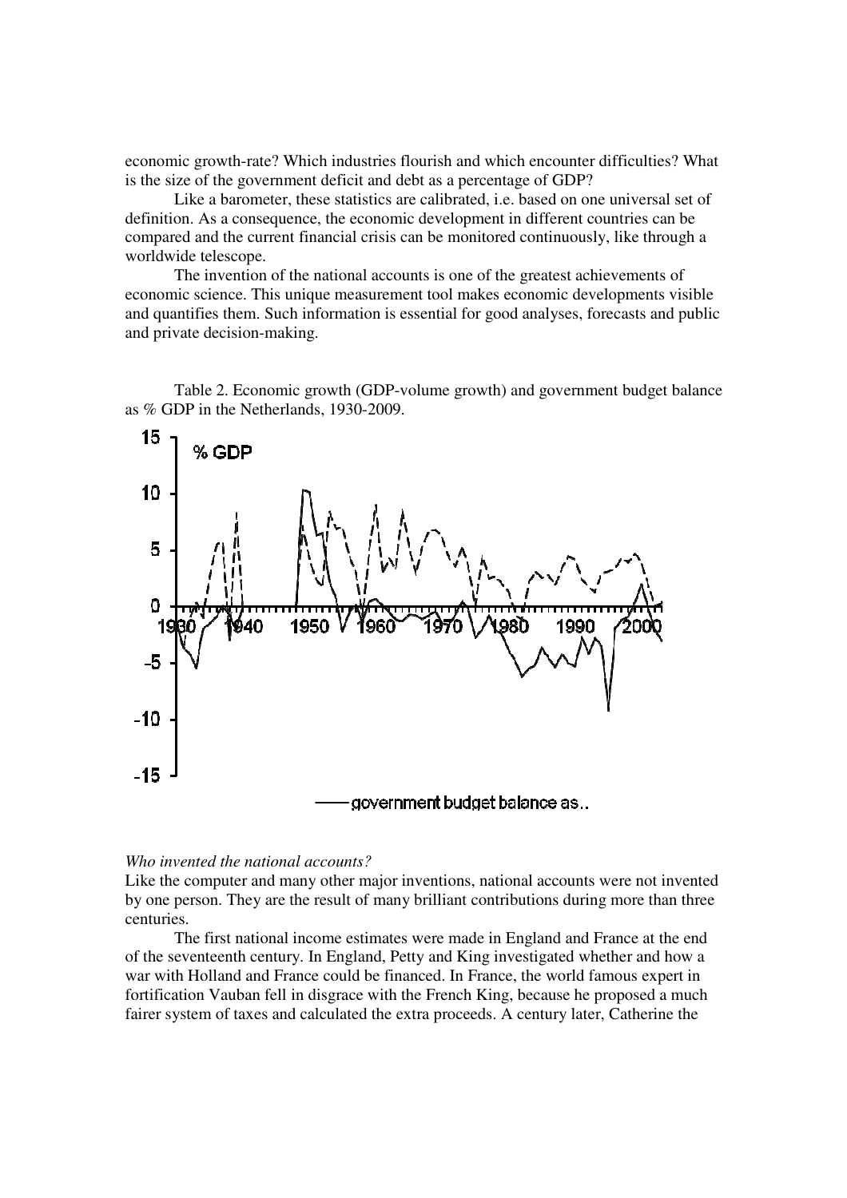economic growth-rate? Which industries flourish and which encounter difficulties? What is the size of the government deficit and debt as a percentage of GDP?

Like a barometer, these statistics are calibrated, i.e. based on one universal set of definition. As a consequence, the economic development in different countries can be compared and the current financial crisis can be monitored continuously, like through a worldwide telescope.

The invention of the national accounts is one of the greatest achievements of economic science. This unique measurement tool makes economic developments visible and quantifies them. Such information is essential for good analyses, forecasts and public and private decision-making.

Table 2. Economic growth (GDP-volume growth) and government budget balance as % GDP in the Netherlands, 1930-2009.

*Who invented the national accounts?*

Like the computer and many other major inventions, national accounts were not invented by one person. They are the result of many brilliant contributions during more than three centuries.

The first national income estimates were made in England and France at the end of the seventeenth century. In England, Petty and King investigated whether and how a war with Holland and France could be financed. In France, the world famous expert in fortification Vauban fell in disgrace with the French King, because he proposed a much fairer system of taxes and calculated the extra proceeds. A century later, Catherine the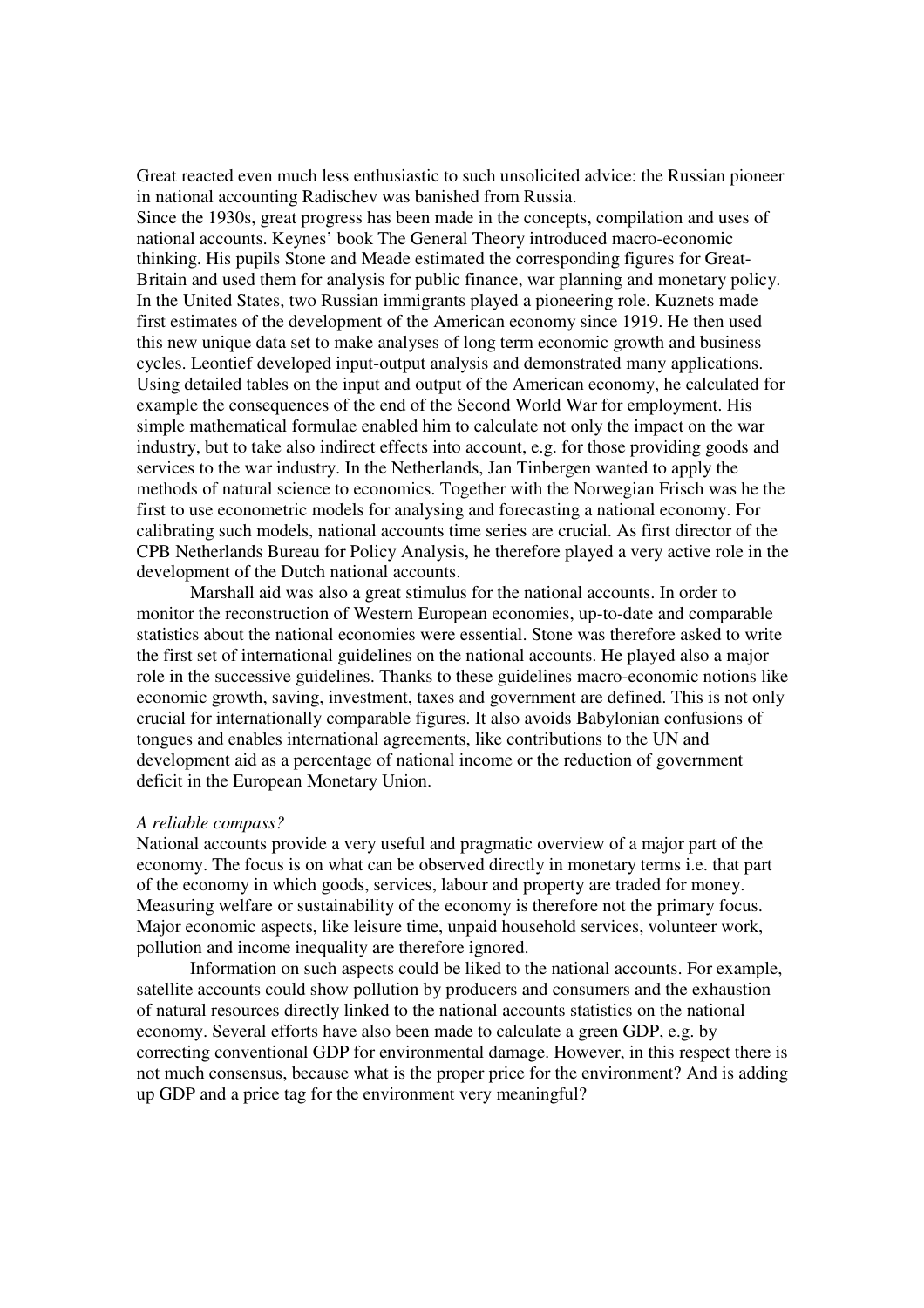Great reacted even much less enthusiastic to such unsolicited advice: the Russian pioneer in national accounting Radischev was banished from Russia.

Since the 1930s, great progress has been made in the concepts, compilation and uses of national accounts. Keynes' book The General Theory introduced macro-economic thinking. His pupils Stone and Meade estimated the corresponding figures for Great-Britain and used them for analysis for public finance, war planning and monetary policy. In the United States, two Russian immigrants played a pioneering role. Kuznets made first estimates of the development of the American economy since 1919. He then used this new unique data set to make analyses of long term economic growth and business cycles. Leontief developed input-output analysis and demonstrated many applications. Using detailed tables on the input and output of the American economy, he calculated for example the consequences of the end of the Second World War for employment. His simple mathematical formulae enabled him to calculate not only the impact on the war industry, but to take also indirect effects into account, e.g. for those providing goods and services to the war industry. In the Netherlands, Jan Tinbergen wanted to apply the methods of natural science to economics. Together with the Norwegian Frisch was he the first to use econometric models for analysing and forecasting a national economy. For calibrating such models, national accounts time series are crucial. As first director of the CPB Netherlands Bureau for Policy Analysis, he therefore played a very active role in the development of the Dutch national accounts.

Marshall aid was also a great stimulus for the national accounts. In order to monitor the reconstruction of Western European economies, up-to-date and comparable statistics about the national economies were essential. Stone was therefore asked to write the first set of international guidelines on the national accounts. He played also a major role in the successive guidelines. Thanks to these guidelines macro-economic notions like economic growth, saving, investment, taxes and government are defined. This is not only crucial for internationally comparable figures. It also avoids Babylonian confusions of tongues and enables international agreements, like contributions to the UN and development aid as a percentage of national income or the reduction of government deficit in the European Monetary Union.

*A reliable compass?*

National accounts provide a very useful and pragmatic overview of a major part of the economy. The focus is on what can be observed directly in monetary terms i.e. that part of the economy in which goods, services, labour and property are traded for money. Measuring welfare or sustainability of the economy is therefore not the primary focus. Major economic aspects, like leisure time, unpaid household services, volunteer work, pollution and income inequality are therefore ignored.

Information on such aspects could be liked to the national accounts. For example, satellite accounts could show pollution by producers and consumers and the exhaustion of natural resources directly linked to the national accounts statistics on the national economy. Several efforts have also been made to calculate a green GDP, e.g. by correcting conventional GDP for environmental damage. However, in this respect there is not much consensus, because what is the proper price for the environment? And is adding up GDP and a price tag for the environment very meaningful?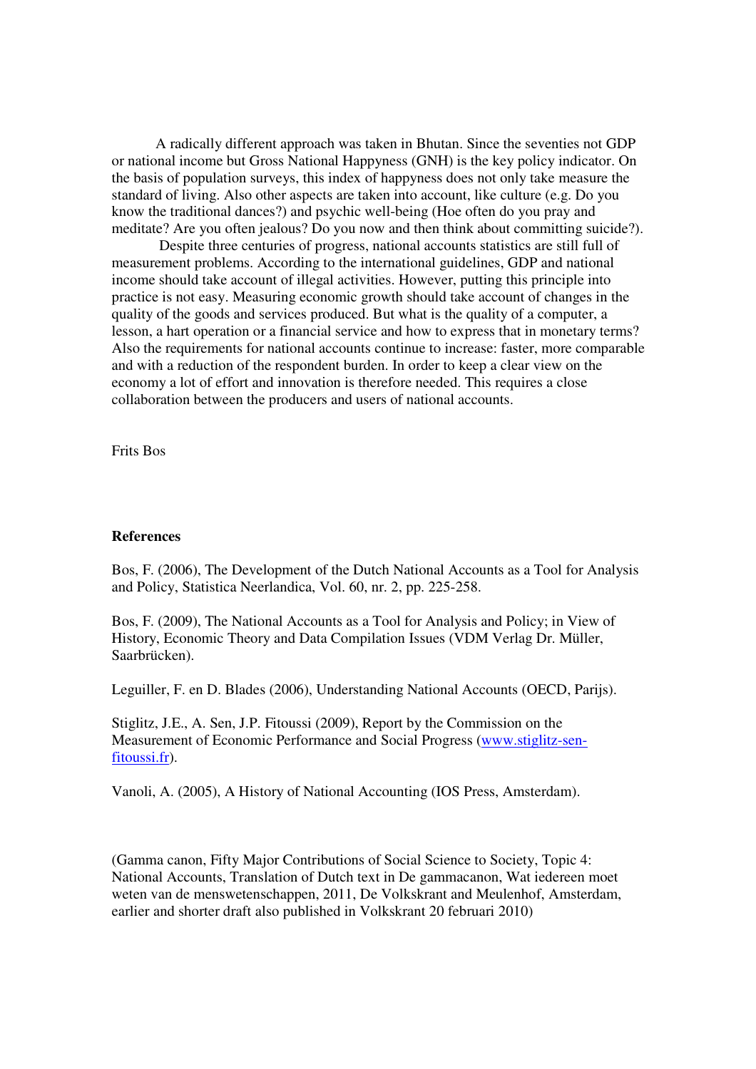A radically different approach was taken in Bhutan. Since the seventies not GDP or national income but Gross National Happyness (GNH) is the key policy indicator. On the basis of population surveys, this index of happyness does not only take measure the standard of living. Also other aspects are taken into account, like culture (e.g. Do you know the traditional dances?) and psychic well-being (Hoe often do you pray and meditate? Are you often jealous? Do you now and then think about committing suicide?).

Despite three centuries of progress, national accounts statistics are still full of measurement problems. According to the international guidelines, GDP and national income should take account of illegal activities. However, putting this principle into practice is not easy. Measuring economic growth should take account of changes in the quality of the goods and services produced. But what is the quality of a computer, a lesson, a hart operation or a financial service and how to express that in monetary terms? Also the requirements for national accounts continue to increase: faster, more comparable and with a reduction of the respondent burden. In order to keep a clear view on the economy a lot of effort and innovation is therefore needed. This requires a close collaboration between the producers and users of national accounts.

Frits Bos

**References**

Bos, F. (2006), The Development of the Dutch National Accounts as a Tool for Analysis and Policy, Statistica Neerlandica, Vol. 60, nr. 2, pp. 225-258.

Bos, F. (2009), The National Accounts as a Tool for Analysis and Policy; in View of History, Economic Theory and Data Compilation Issues (VDM Verlag Dr. Müller, Saarbrücken).

Leguiller, F. en D. Blades (2006), Understanding National Accounts (OECD, Parijs).

Stiglitz, J.E., A. Sen, J.P. Fitoussi (2009), Report by the Commission on the Measurement of Economic Performance and Social Progress (www.stiglitz-sen-fitoussi.fr).

Vanoli, A. (2005), A History of National Accounting (IOS Press, Amsterdam).

(Gamma canon, Fifty Major Contributions of Social Science to Society, Topic 4: National Accounts, Translation of Dutch text in De gammacanon, Wat iedereen moet weten van de menswetenschappen, 2011, De Volkskrant and Meulenhof, Amsterdam, earlier and shorter draft also published in Volkskrant 20 februari 2010)